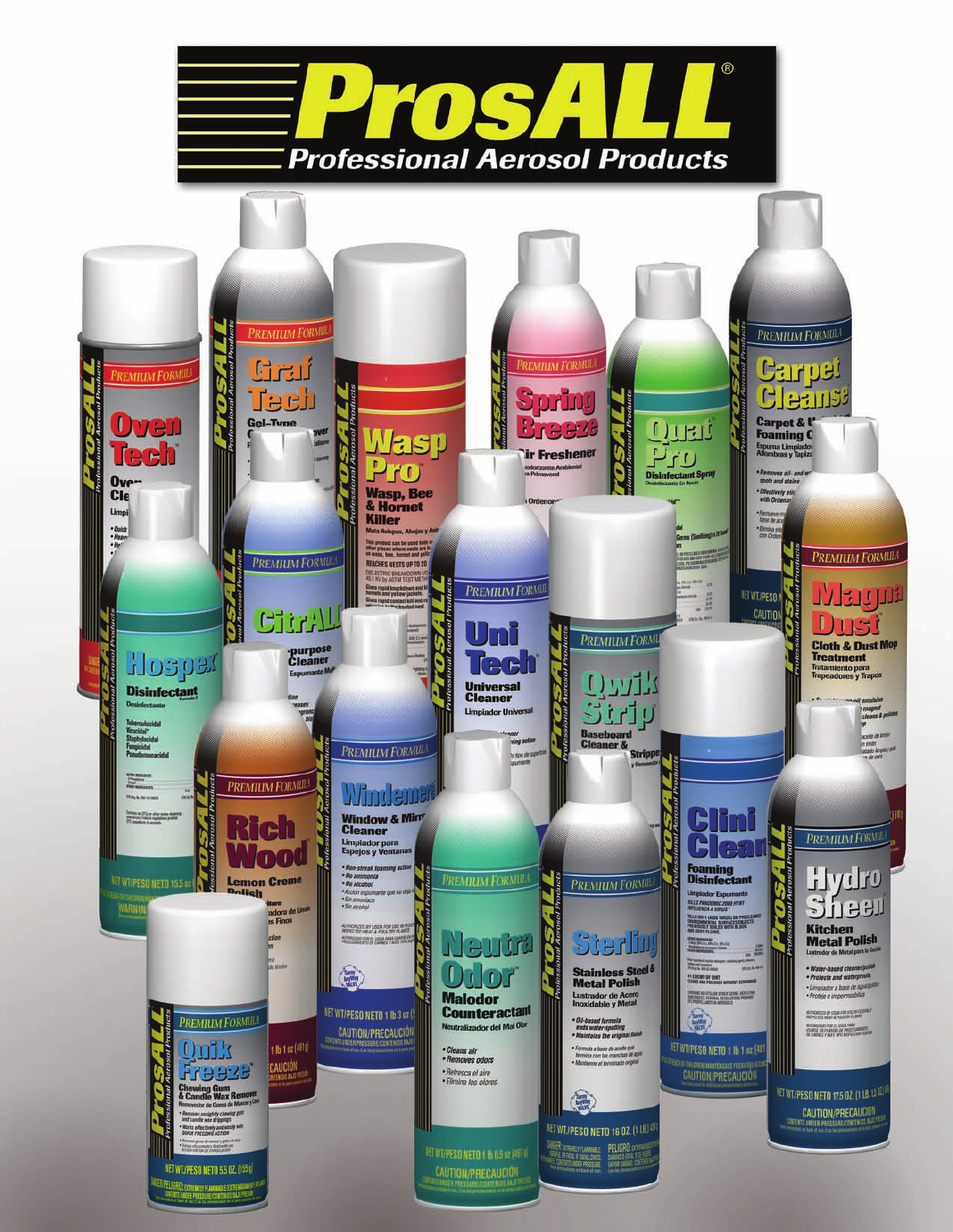# ProsALL®

## Professional Aerosol Products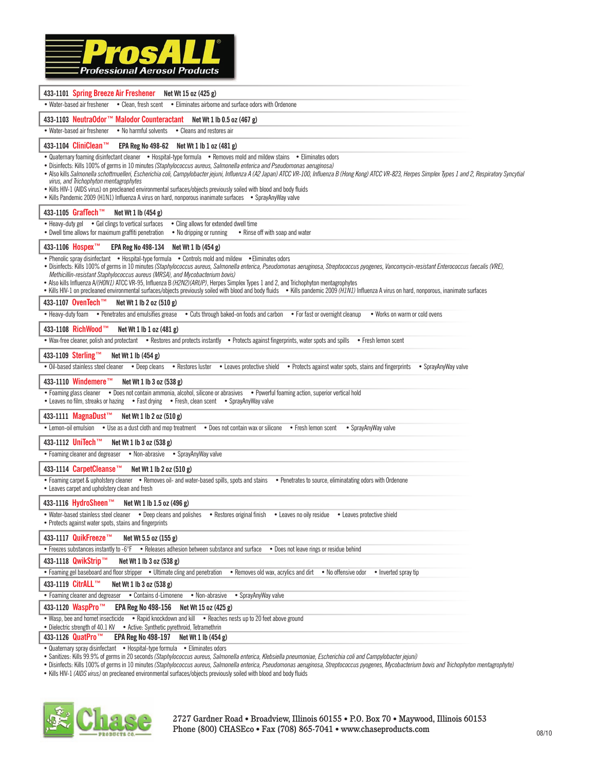# ProsALL®
## Professional Aerosol Products

### 433-1101 Spring Breeze Air Freshener Net Wt 15 oz (425 g)

- Water-based air freshener • Clean, fresh scent • Eliminates airborne and surface odors with Ordenone

### 433-1103 NeutraOdor™ Malodor Counteractant Net Wt 1 lb 0.5 oz (467 g)

- Water-based air freshener • No harmful solvents • Cleans and restores air

### 433-1104 CliniClean™ EPA Reg No 498-62 Net Wt 1 lb 1 oz (481 g)

- Quaternary foaming disinfectant cleaner • Hospital-type formula • Removes mold and mildew stains • Eliminates odors
- Disinfects: Kills 100% of germs in 10 minutes *(Staphylococcus aureus, Salmonella enterica and Pseudomonas aeruginosa)*
- Also kills *Salmonella schottmuelleri, Escherichia coli, Campylobacter jejuni, Influenza A (A2 Japan) ATCC VR-100, Influenza B (Hong Kong) ATCC VR-823, Herpes Simplex Types 1 and 2, Respiratory Syncytial virus, and Trichophyton mentagrophytes*
- Kills HIV-1 (AIDS virus) on precleaned environmental surfaces/objects previously soiled with blood and body fluids
- Kills Pandemic 2009 (H1N1) Influenza A virus on hard, nonporous inanimate surfaces • SprayAnyWay valve

### 433-1105 GrafTech™ Net Wt 1 lb (454 g)

- Heavy-duty gel • Gel clings to vertical surfaces • Cling allows for extended dwell time
- Dwell time allows for maximum graffiti penetration • No dripping or running • Rinse off with soap and water

### 433-1106 Hospex™ EPA Reg No 498-134 Net Wt 1 lb (454 g)

- Phenolic spray disinfectant • Hospital-type formula • Controls mold and mildew • Eliminates odors
- Disinfects: Kills 100% of germs in 10 minutes *(Staphylococcus aureus, Salmonella enterica, Pseudomonas aeruginosa, Streptococcus pyogenes, Vancomycin-resistant Enterococcus faecalis (VRE), Methicillin-resistant Staphylococcus aureus (MRSA), and Mycobacterium bovis)*
- Also kills Influenza A/*(HON1)* ATCC VR-95, Influenza B *(H2N2)(ARUP)*, Herpes Simplex Types 1 and 2, and Trichophyton mentagrophytes
- Kills HIV-1 on precleaned environmental surfaces/objects previously soiled with blood and body fluids • Kills pandemic 2009 *(H1N1)* Influenza A virus on hard, nonporous, inanimate surfaces

### 433-1107 OvenTech™ Net Wt 1 lb 2 oz (510 g)

- Heavy-duty foam • Penetrates and emulsifies grease • Cuts through baked-on foods and carbon • For fast or overnight cleanup • Works on warm or cold ovens

### 433-1108 RichWood™ Net Wt 1 lb 1 oz (481 g)

- Wax-free cleaner, polish and protectant • Restores and protects instantly • Protects against fingerprints, water spots and spills • Fresh lemon scent

### 433-1109 Sterling™ Net Wt 1 lb (454 g)

- Oil-based stainless steel cleaner • Deep cleans • Restores luster • Leaves protective shield • Protects against water spots, stains and fingerprints • SprayAnyWay valve

### 433-1110 Windemere™ Net Wt 1 lb 3 oz (538 g)

- Foaming glass cleaner • Does not contain ammonia, alcohol, silicone or abrasives • Powerful foaming action, superior vertical hold
- Leaves no film, streaks or hazing • Fast drying • Fresh, clean scent • SprayAnyWay valve

### 433-1111 MagnaDust™ Net Wt 1 lb 2 oz (510 g)

- Lemon-oil emulsion • Use as a dust cloth and mop treatment • Does not contain wax or silicone • Fresh lemon scent • SprayAnyWay valve

### 433-1112 UniTech™ Net Wt 1 lb 3 oz (538 g)

- Foaming cleaner and degreaser • Non-abrasive • SprayAnyWay valve

### 433-1114 CarpetCleanse™ Net Wt 1 lb 2 oz (510 g)

- Foaming carpet & upholstery cleaner • Removes oil- and water-based spills, spots and stains • Penetrates to source, eliminatating odors with Ordenone
- Leaves carpet and upholstery clean and fresh

### 433-1116 HydroSheen™ Net Wt 1 lb 1.5 oz (496 g)

- Water-based stainless steel cleaner • Deep cleans and polishes • Restores original finish • Leaves no oily residue • Leaves protective shield
- Protects against water spots, stains and fingerprints

### 433-1117 QuikFreeze™ Net Wt 5.5 oz (155 g)

- Freezes substances instantly to -6°F • Releases adhesion between substance and surface • Does not leave rings or residue behind

### 433-1118 QwikStrip™ Net Wt 1 lb 3 oz (538 g)

- Foaming gel baseboard and floor stripper • Ultimate cling and penetration • Removes old wax, acrylics and dirt • No offensive odor • Inverted spray tip

### 433-1119 CitrALL™ Net Wt 1 lb 3 oz (538 g)

- Foaming cleaner and degreaser • Contains d-Limonene • Non-abrasive • SprayAnyWay valve

### 433-1120 WaspPro™ EPA Reg No 498-156 Net Wt 15 oz (425 g)

- Wasp, bee and hornet insecticide • Rapid knockdown and kill • Reaches nests up to 20 feet above ground
- Dielectric strength of 40.1 KV • Active: Synthetic pyrethroid, Tetramethrin

### 433-1126 QuatPro™ EPA Reg No 498-197 Net Wt 1 lb (454 g)

- Quaternary spray disinfectant • Hospital-type formula • Eliminates odors
- Sanitizes: Kills 99.9% of germs in 20 seconds *(Staphylococcus aureus, Salmonella enterica, Klebsiella pneumoniae, Escherichia coli and Campylobacter jejuni)*
- Disinfects: Kills 100% of germs in 10 minutes *(Staphylococcus aureus, Salmonella enterica, Pseudomonas aeruginosa, Streptococcus pyogenes, Mycobacterium bovis and Trichophyton mentagrophyte)*
- Kills HIV-1 *(AIDS virus)* on precleaned environmental surfaces/objects previously soiled with blood and body fluids

Chase Products Co.

2727 Gardner Road • Broadview, Illinois 60155 • P.O. Box 70 • Maywood, Illinois 60153
Phone (800) CHASEco • Fax (708) 865-7041 • www.chaseproducts.com

08/10